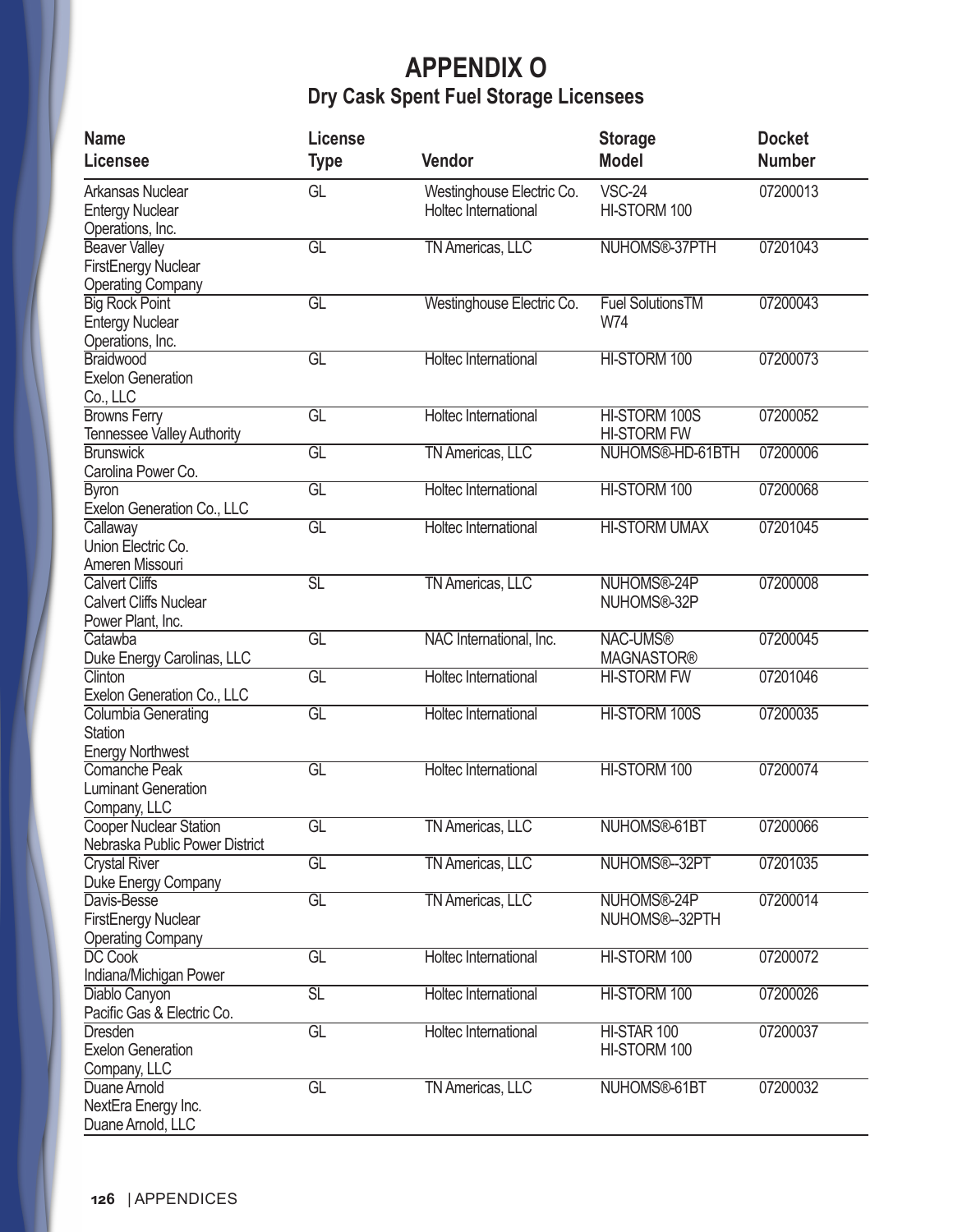# APPENDIX O

## Dry Cask Spent Fuel Storage Licensees

| Name Licensee | License Type | Vendor | Storage Model | Docket Number |
|---|---|---|---|---|
| Arkansas Nuclear Entergy Nuclear Operations, Inc. | GL | Westinghouse Electric Co. Holtec International | VSC-24 HI-STORM 100 | 07200013 |
| Beaver Valley FirstEnergy Nuclear Operating Company | GL | TN Americas, LLC | NUHOMS®-37PTH | 07201043 |
| Big Rock Point Entergy Nuclear Operations, Inc. | GL | Westinghouse Electric Co. | Fuel SolutionsTM W74 | 07200043 |
| Braidwood Exelon Generation Co., LLC | GL | Holtec International | HI-STORM 100 | 07200073 |
| Browns Ferry Tennessee Valley Authority | GL | Holtec International | HI-STORM 100S HI-STORM FW | 07200052 |
| Brunswick Carolina Power Co. | GL | TN Americas, LLC | NUHOMS®-HD-61BTH | 07200006 |
| Byron Exelon Generation Co., LLC | GL | Holtec International | HI-STORM 100 | 07200068 |
| Callaway Union Electric Co. Ameren Missouri | GL | Holtec International | HI-STORM UMAX | 07201045 |
| Calvert Cliffs Calvert Cliffs Nuclear Power Plant, Inc. | SL | TN Americas, LLC | NUHOMS®-24P NUHOMS®-32P | 07200008 |
| Catawba Duke Energy Carolinas, LLC | GL | NAC International, Inc. | NAC-UMS® MAGNASTOR® | 07200045 |
| Clinton Exelon Generation Co., LLC | GL | Holtec International | HI-STORM FW | 07201046 |
| Columbia Generating Station Energy Northwest | GL | Holtec International | HI-STORM 100S | 07200035 |
| Comanche Peak Luminant Generation Company, LLC | GL | Holtec International | HI-STORM 100 | 07200074 |
| Cooper Nuclear Station Nebraska Public Power District | GL | TN Americas, LLC | NUHOMS®-61BT | 07200066 |
| Crystal River Duke Energy Company | GL | TN Americas, LLC | NUHOMS®--32PT | 07201035 |
| Davis-Besse FirstEnergy Nuclear Operating Company | GL | TN Americas, LLC | NUHOMS®-24P NUHOMS®--32PTH | 07200014 |
| DC Cook Indiana/Michigan Power | GL | Holtec International | HI-STORM 100 | 07200072 |
| Diablo Canyon Pacific Gas & Electric Co. | SL | Holtec International | HI-STORM 100 | 07200026 |
| Dresden Exelon Generation Company, LLC | GL | Holtec International | HI-STAR 100 HI-STORM 100 | 07200037 |
| Duane Arnold NextEra Energy Inc. Duane Arnold, LLC | GL | TN Americas, LLC | NUHOMS®-61BT | 07200032 |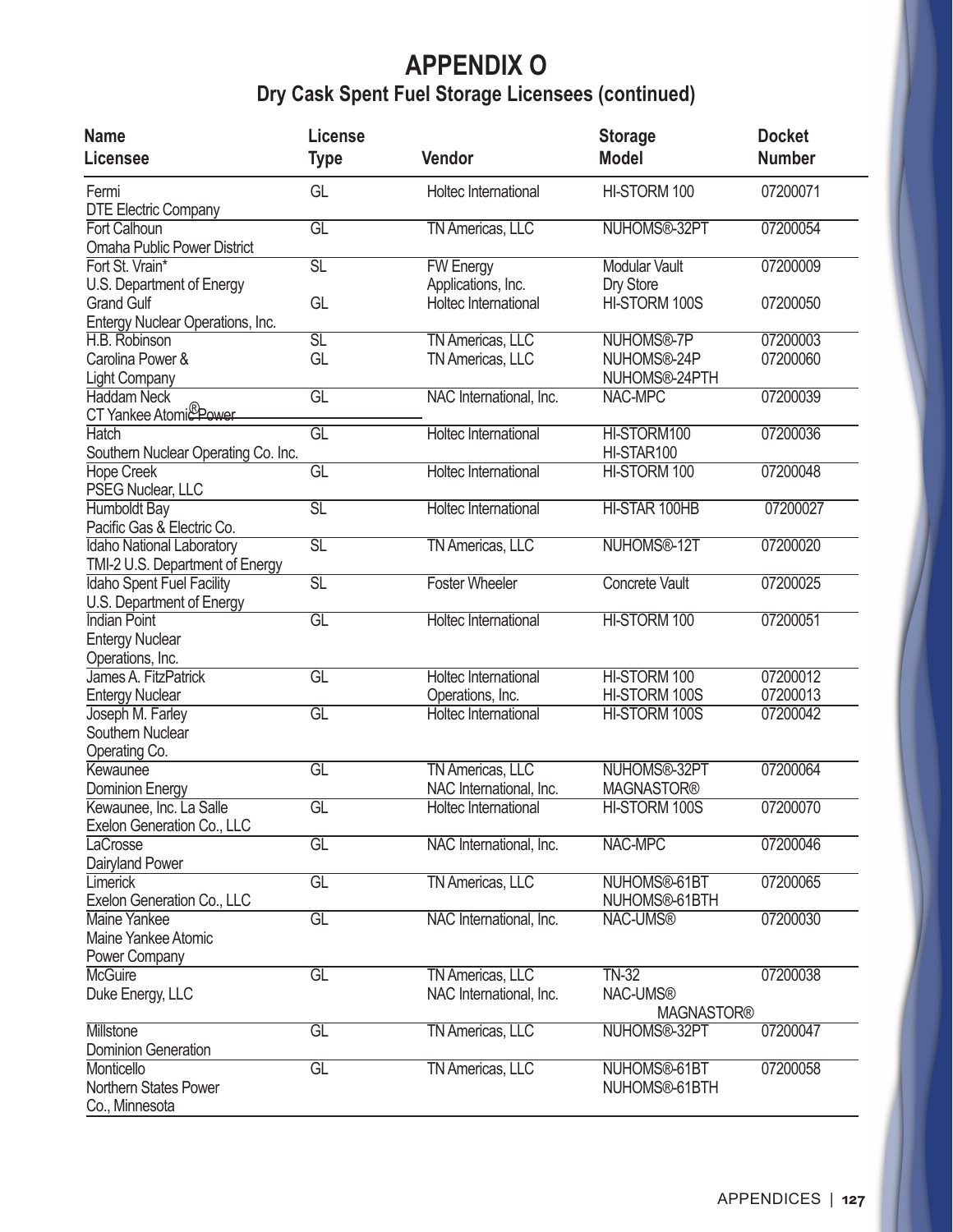# APPENDIX O

## Dry Cask Spent Fuel Storage Licensees (continued)

| Name<br>Licensee | License<br>Type | Vendor | Storage<br>Model | Docket<br>Number |
|---|---|---|---|---|
| Fermi<br>DTE Electric Company | GL | Holtec International | HI-STORM 100 | 07200071 |
| Fort Calhoun<br>Omaha Public Power District | GL | TN Americas, LLC | NUHOMS®-32PT | 07200054 |
| Fort St. Vrain*<br>U.S. Department of Energy | SL | FW Energy<br>Applications, Inc. | Modular Vault<br>Dry Store | 07200009 |
| Grand Gulf<br>Entergy Nuclear Operations, Inc. | GL | Holtec International | HI-STORM 100S | 07200050 |
| H.B. Robinson<br>Carolina Power &<br>Light Company | SL<br>GL | TN Americas, LLC<br>TN Americas, LLC | NUHOMS®-7P<br>NUHOMS®-24P<br>NUHOMS®-24PTH | 07200003<br>07200060 |
| Haddam Neck<br>CT Yankee Atomic® Power | GL | NAC International, Inc. | NAC-MPC | 07200039 |
| Hatch<br>Southern Nuclear Operating Co. Inc. | GL | Holtec International | HI-STORM100<br>HI-STAR100 | 07200036 |
| Hope Creek<br>PSEG Nuclear, LLC | GL | Holtec International | HI-STORM 100 | 07200048 |
| Humboldt Bay<br>Pacific Gas & Electric Co. | SL | Holtec International | HI-STAR 100HB | 07200027 |
| Idaho National Laboratory<br>TMI-2 U.S. Department of Energy | SL | TN Americas, LLC | NUHOMS®-12T | 07200020 |
| Idaho Spent Fuel Facility<br>U.S. Department of Energy | SL | Foster Wheeler | Concrete Vault | 07200025 |
| Indian Point<br>Entergy Nuclear<br>Operations, Inc. | GL | Holtec International | HI-STORM 100 | 07200051 |
| James A. FitzPatrick<br>Entergy Nuclear | GL | Holtec International<br>Operations, Inc. | HI-STORM 100<br>HI-STORM 100S | 07200012<br>07200013 |
| Joseph M. Farley<br>Southern Nuclear<br>Operating Co. | GL | Holtec International | HI-STORM 100S | 07200042 |
| Kewaunee<br>Dominion Energy | GL | TN Americas, LLC<br>NAC International, Inc. | NUHOMS®-32PT<br>MAGNASTOR® | 07200064 |
| Kewaunee, Inc. La Salle<br>Exelon Generation Co., LLC | GL | Holtec International | HI-STORM 100S | 07200070 |
| LaCrosse<br>Dairyland Power | GL | NAC International, Inc. | NAC-MPC | 07200046 |
| Limerick<br>Exelon Generation Co., LLC | GL | TN Americas, LLC | NUHOMS®-61BT<br>NUHOMS®-61BTH | 07200065 |
| Maine Yankee<br>Maine Yankee Atomic<br>Power Company | GL | NAC International, Inc. | NAC-UMS® | 07200030 |
| McGuire<br>Duke Energy, LLC | GL | TN Americas, LLC<br>NAC International, Inc. | TN-32<br>NAC-UMS®<br>MAGNASTOR® | 07200038 |
| Millstone<br>Dominion Generation | GL | TN Americas, LLC | NUHOMS®-32PT | 07200047 |
| Monticello<br>Northern States Power<br>Co., Minnesota | GL | TN Americas, LLC | NUHOMS®-61BT<br>NUHOMS®-61BTH | 07200058 |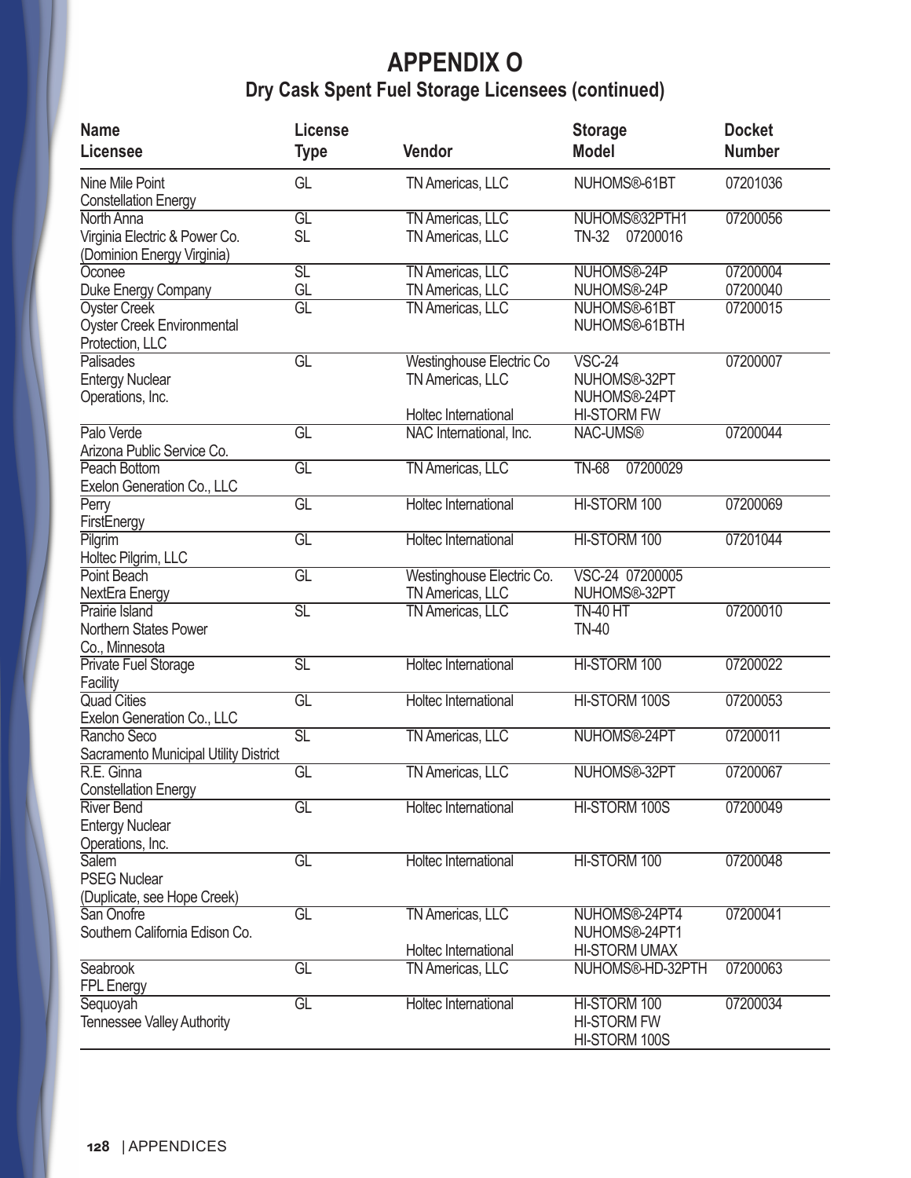# APPENDIX O

## Dry Cask Spent Fuel Storage Licensees (continued)

| Name<br>Licensee | License Type | Vendor | Storage Model | Docket Number |
|---|---|---|---|---|
| Nine Mile Point<br>Constellation Energy | GL | TN Americas, LLC | NUHOMS®-61BT | 07201036 |
| North Anna<br>Virginia Electric & Power Co.<br>(Dominion Energy Virginia) | GL<br>SL | TN Americas, LLC<br>TN Americas, LLC | NUHOMS®32PTH1<br>TN-32 07200016 | 07200056 |
| Oconee<br>Duke Energy Company | SL<br>GL | TN Americas, LLC<br>TN Americas, LLC | NUHOMS®-24P<br>NUHOMS®-24P | 07200004<br>07200040 |
| Oyster Creek<br>Oyster Creek Environmental Protection, LLC | GL | TN Americas, LLC | NUHOMS®-61BT<br>NUHOMS®-61BTH | 07200015 |
| Palisades<br>Entergy Nuclear Operations, Inc. | GL | Westinghouse Electric Co<br>TN Americas, LLC<br><br>Holtec International | VSC-24<br>NUHOMS®-32PT<br>NUHOMS®-24PT<br>HI-STORM FW | 07200007 |
| Palo Verde<br>Arizona Public Service Co. | GL | NAC International, Inc. | NAC-UMS® | 07200044 |
| Peach Bottom<br>Exelon Generation Co., LLC | GL | TN Americas, LLC | TN-68 07200029 | |
| Perry<br>FirstEnergy | GL | Holtec International | HI-STORM 100 | 07200069 |
| Pilgrim<br>Holtec Pilgrim, LLC | GL | Holtec International | HI-STORM 100 | 07201044 |
| Point Beach<br>NextEra Energy | GL | Westinghouse Electric Co.<br>TN Americas, LLC | VSC-24 07200005<br>NUHOMS®-32PT | |
| Prairie Island<br>Northern States Power Co., Minnesota | SL | TN Americas, LLC | TN-40 HT<br>TN-40 | 07200010 |
| Private Fuel Storage Facility | SL | Holtec International | HI-STORM 100 | 07200022 |
| Quad Cities<br>Exelon Generation Co., LLC | GL | Holtec International | HI-STORM 100S | 07200053 |
| Rancho Seco<br>Sacramento Municipal Utility District | SL | TN Americas, LLC | NUHOMS®-24PT | 07200011 |
| R.E. Ginna<br>Constellation Energy | GL | TN Americas, LLC | NUHOMS®-32PT | 07200067 |
| River Bend<br>Entergy Nuclear Operations, Inc. | GL | Holtec International | HI-STORM 100S | 07200049 |
| Salem<br>PSEG Nuclear<br>(Duplicate, see Hope Creek) | GL | Holtec International | HI-STORM 100 | 07200048 |
| San Onofre<br>Southern California Edison Co. | GL | TN Americas, LLC<br><br>Holtec International | NUHOMS®-24PT4<br>NUHOMS®-24PT1<br>HI-STORM UMAX | 07200041 |
| Seabrook<br>FPL Energy | GL | TN Americas, LLC | NUHOMS®-HD-32PTH | 07200063 |
| Sequoyah<br>Tennessee Valley Authority | GL | Holtec International | HI-STORM 100<br>HI-STORM FW<br>HI-STORM 100S | 07200034 |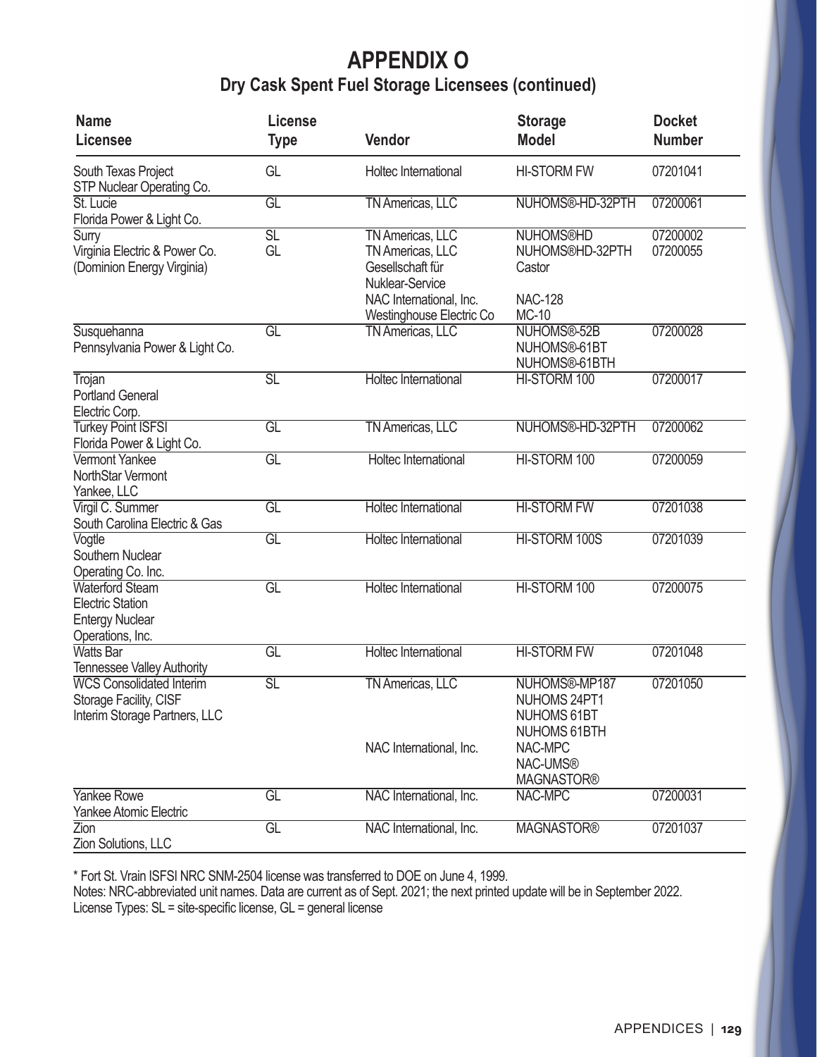# APPENDIX O

## Dry Cask Spent Fuel Storage Licensees (continued)

| Name Licensee | License Type | Vendor | Storage Model | Docket Number |
|---|---|---|---|---|
| South Texas Project STP Nuclear Operating Co. | GL | Holtec International | HI-STORM FW | 07201041 |
| St. Lucie Florida Power & Light Co. | GL | TN Americas, LLC | NUHOMS®-HD-32PTH | 07200061 |
| Surry Virginia Electric & Power Co. (Dominion Energy Virginia) | SL<br>GL | TN Americas, LLC<br>TN Americas, LLC<br>Gesellschaft für Nuklear-Service<br>NAC International, Inc.<br>Westinghouse Electric Co | NUHOMS®HD<br>NUHOMS®HD-32PTH<br>Castor<br>NAC-128<br>MC-10 | 07200002<br>07200055 |
| Susquehanna Pennsylvania Power & Light Co. | GL | TN Americas, LLC | NUHOMS®-52B<br>NUHOMS®-61BT<br>NUHOMS®-61BTH | 07200028 |
| Trojan Portland General Electric Corp. | SL | Holtec International | HI-STORM 100 | 07200017 |
| Turkey Point ISFSI Florida Power & Light Co. | GL | TN Americas, LLC | NUHOMS®-HD-32PTH | 07200062 |
| Vermont Yankee NorthStar Vermont Yankee, LLC | GL | Holtec International | HI-STORM 100 | 07200059 |
| Virgil C. Summer South Carolina Electric & Gas | GL | Holtec International | HI-STORM FW | 07201038 |
| Vogtle Southern Nuclear Operating Co. Inc. | GL | Holtec International | HI-STORM 100S | 07201039 |
| Waterford Steam Electric Station Entergy Nuclear Operations, Inc. | GL | Holtec International | HI-STORM 100 | 07200075 |
| Watts Bar Tennessee Valley Authority | GL | Holtec International | HI-STORM FW | 07201048 |
| WCS Consolidated Interim Storage Facility, CISF Interim Storage Partners, LLC | SL | TN Americas, LLC<br>NAC International, Inc. | NUHOMS®-MP187<br>NUHOMS 24PT1<br>NUHOMS 61BT<br>NUHOMS 61BTH<br>NAC-MPC<br>NAC-UMS®<br>MAGNASTOR® | 07201050 |
| Yankee Rowe Yankee Atomic Electric | GL | NAC International, Inc. | NAC-MPC | 07200031 |
| Zion Zion Solutions, LLC | GL | NAC International, Inc. | MAGNASTOR® | 07201037 |

* Fort St. Vrain ISFSI NRC SNM-2504 license was transferred to DOE on June 4, 1999.

Notes: NRC-abbreviated unit names. Data are current as of Sept. 2021; the next printed update will be in September 2022.

License Types: SL = site-specific license, GL = general license